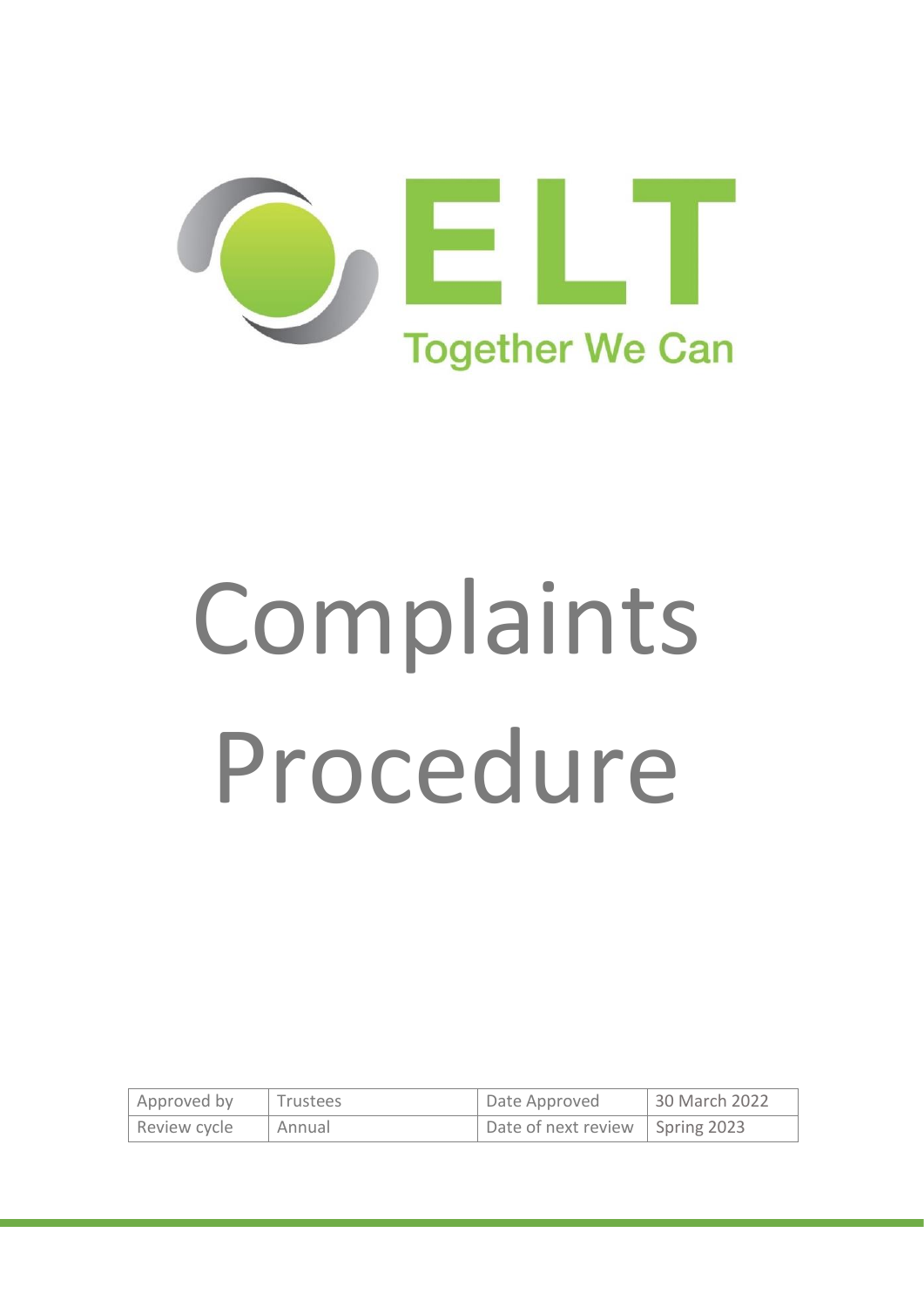ELT

Together We Can

# Complaints Procedure

| Approved by | Trustees | Date Approved | 30 March 2022 |
|---|---|---|---|
| Review cycle | Annual | Date of next review | Spring 2023 |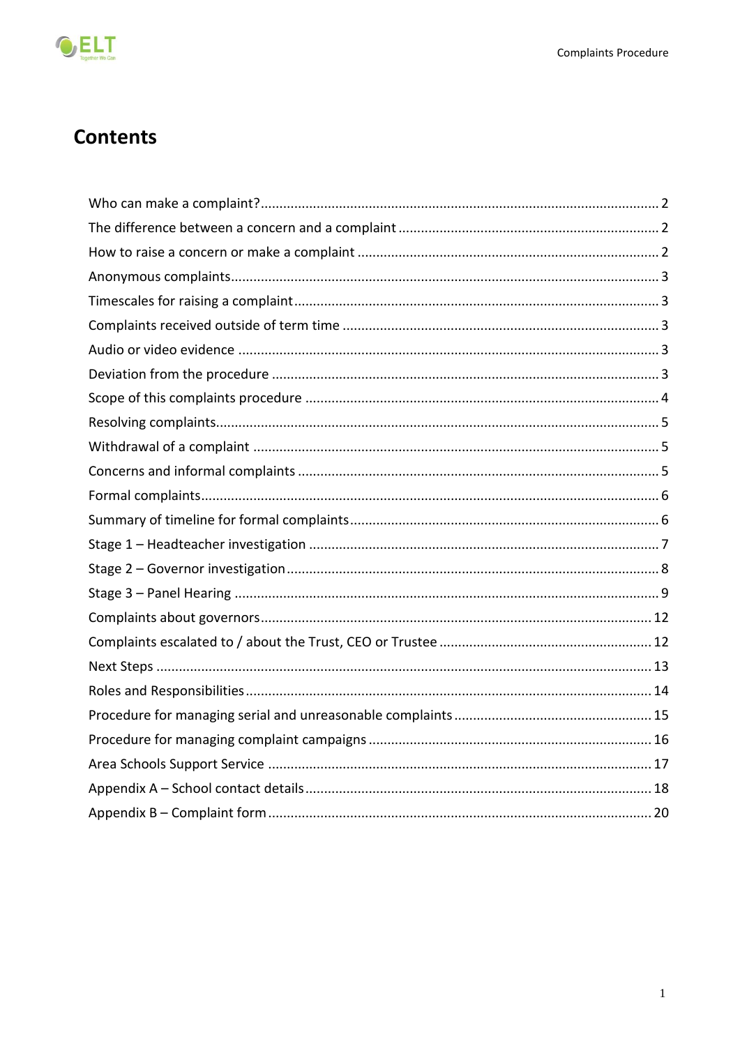# Contents

- Who can make a complaint? ... 2
- The difference between a concern and a complaint ... 2
- How to raise a concern or make a complaint ... 2
- Anonymous complaints ... 3
- Timescales for raising a complaint ... 3
- Complaints received outside of term time ... 3
- Audio or video evidence ... 3
- Deviation from the procedure ... 3
- Scope of this complaints procedure ... 4
- Resolving complaints ... 5
- Withdrawal of a complaint ... 5
- Concerns and informal complaints ... 5
- Formal complaints ... 6
- Summary of timeline for formal complaints ... 6
- Stage 1 – Headteacher investigation ... 7
- Stage 2 – Governor investigation ... 8
- Stage 3 – Panel Hearing ... 9
- Complaints about governors ... 12
- Complaints escalated to / about the Trust, CEO or Trustee ... 12
- Next Steps ... 13
- Roles and Responsibilities ... 14
- Procedure for managing serial and unreasonable complaints ... 15
- Procedure for managing complaint campaigns ... 16
- Area Schools Support Service ... 17
- Appendix A – School contact details ... 18
- Appendix B – Complaint form ... 20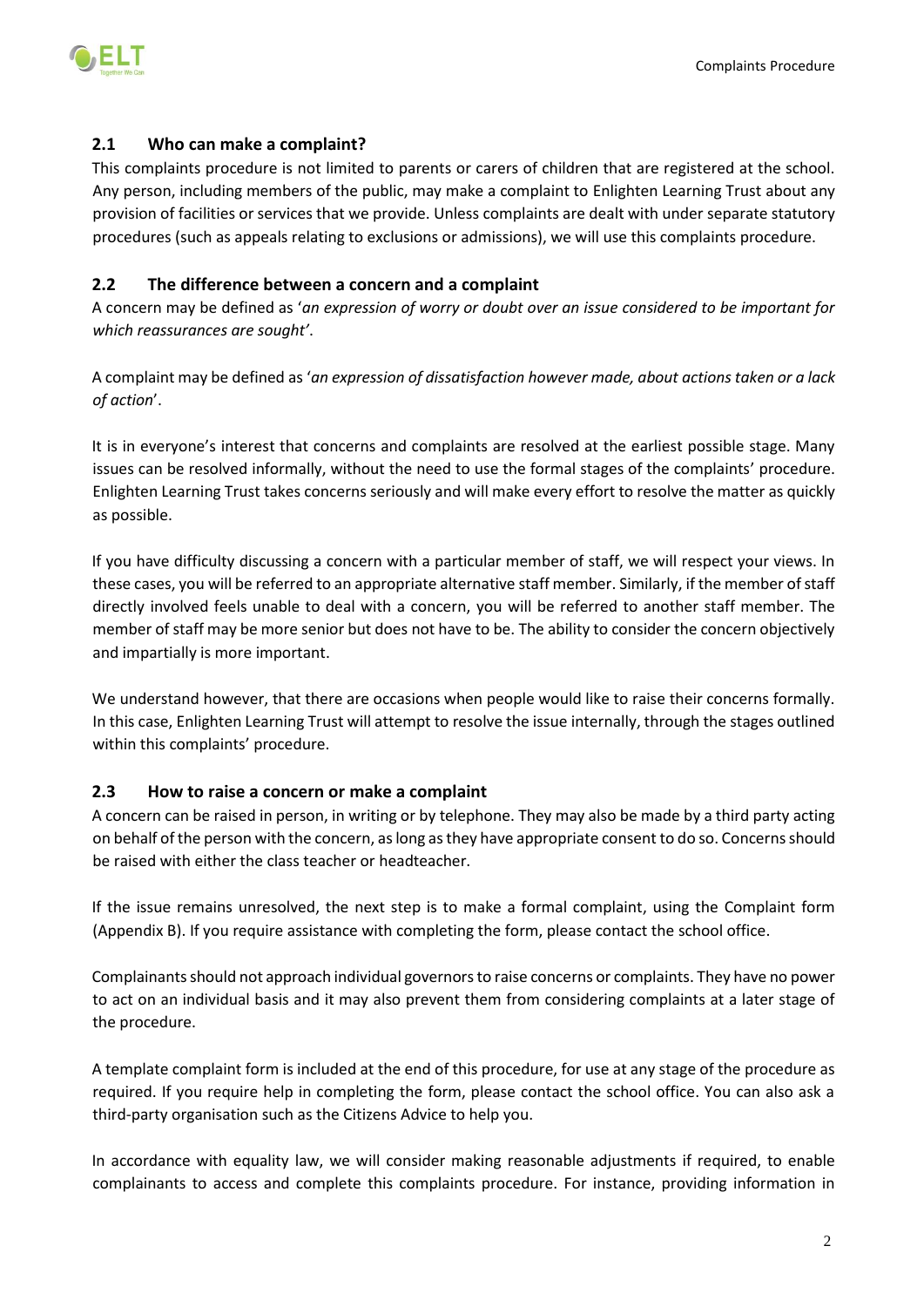## 2.1 Who can make a complaint?

This complaints procedure is not limited to parents or carers of children that are registered at the school. Any person, including members of the public, may make a complaint to Enlighten Learning Trust about any provision of facilities or services that we provide. Unless complaints are dealt with under separate statutory procedures (such as appeals relating to exclusions or admissions), we will use this complaints procedure.

## 2.2 The difference between a concern and a complaint

A concern may be defined as '*an expression of worry or doubt over an issue considered to be important for which reassurances are sought'*.

A complaint may be defined as '*an expression of dissatisfaction however made, about actions taken or a lack of action*'.

It is in everyone's interest that concerns and complaints are resolved at the earliest possible stage. Many issues can be resolved informally, without the need to use the formal stages of the complaints' procedure. Enlighten Learning Trust takes concerns seriously and will make every effort to resolve the matter as quickly as possible.

If you have difficulty discussing a concern with a particular member of staff, we will respect your views. In these cases, you will be referred to an appropriate alternative staff member. Similarly, if the member of staff directly involved feels unable to deal with a concern, you will be referred to another staff member. The member of staff may be more senior but does not have to be. The ability to consider the concern objectively and impartially is more important.

We understand however, that there are occasions when people would like to raise their concerns formally. In this case, Enlighten Learning Trust will attempt to resolve the issue internally, through the stages outlined within this complaints' procedure.

## 2.3 How to raise a concern or make a complaint

A concern can be raised in person, in writing or by telephone. They may also be made by a third party acting on behalf of the person with the concern, as long as they have appropriate consent to do so. Concerns should be raised with either the class teacher or headteacher.

If the issue remains unresolved, the next step is to make a formal complaint, using the Complaint form (Appendix B). If you require assistance with completing the form, please contact the school office.

Complainants should not approach individual governors to raise concerns or complaints. They have no power to act on an individual basis and it may also prevent them from considering complaints at a later stage of the procedure.

A template complaint form is included at the end of this procedure, for use at any stage of the procedure as required. If you require help in completing the form, please contact the school office. You can also ask a third-party organisation such as the Citizens Advice to help you.

In accordance with equality law, we will consider making reasonable adjustments if required, to enable complainants to access and complete this complaints procedure. For instance, providing information in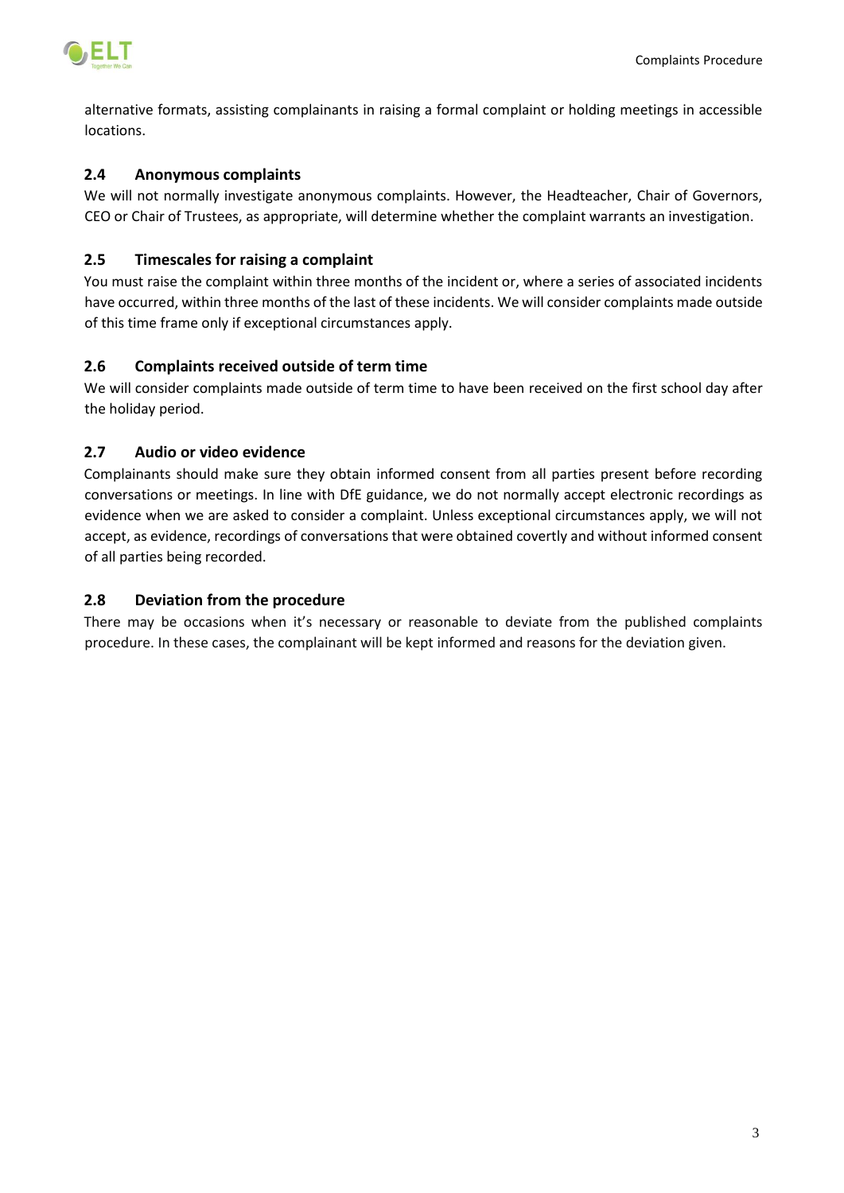alternative formats, assisting complainants in raising a formal complaint or holding meetings in accessible locations.

### 2.4 Anonymous complaints

We will not normally investigate anonymous complaints. However, the Headteacher, Chair of Governors, CEO or Chair of Trustees, as appropriate, will determine whether the complaint warrants an investigation.

### 2.5 Timescales for raising a complaint

You must raise the complaint within three months of the incident or, where a series of associated incidents have occurred, within three months of the last of these incidents. We will consider complaints made outside of this time frame only if exceptional circumstances apply.

### 2.6 Complaints received outside of term time

We will consider complaints made outside of term time to have been received on the first school day after the holiday period.

### 2.7 Audio or video evidence

Complainants should make sure they obtain informed consent from all parties present before recording conversations or meetings. In line with DfE guidance, we do not normally accept electronic recordings as evidence when we are asked to consider a complaint. Unless exceptional circumstances apply, we will not accept, as evidence, recordings of conversations that were obtained covertly and without informed consent of all parties being recorded.

### 2.8 Deviation from the procedure

There may be occasions when it's necessary or reasonable to deviate from the published complaints procedure. In these cases, the complainant will be kept informed and reasons for the deviation given.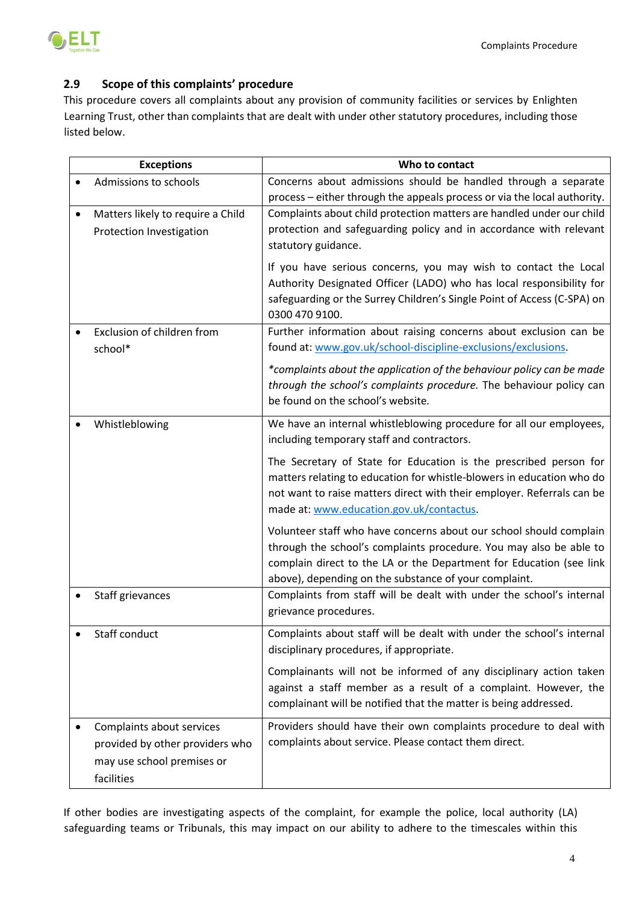### 2.9 Scope of this complaints' procedure

This procedure covers all complaints about any provision of community facilities or services by Enlighten Learning Trust, other than complaints that are dealt with under other statutory procedures, including those listed below.

| Exceptions | Who to contact |
|---|---|
| • Admissions to schools | Concerns about admissions should be handled through a separate process – either through the appeals process or via the local authority. |
| • Matters likely to require a Child Protection Investigation | Complaints about child protection matters are handled under our child protection and safeguarding policy and in accordance with relevant statutory guidance.<br><br>If you have serious concerns, you may wish to contact the Local Authority Designated Officer (LADO) who has local responsibility for safeguarding or the Surrey Children's Single Point of Access (C-SPA) on 0300 470 9100. |
| • Exclusion of children from school* | Further information about raising concerns about exclusion can be found at: [www.gov.uk/school-discipline-exclusions/exclusions](www.gov.uk/school-discipline-exclusions/exclusions).<br><br>*\*complaints about the application of the behaviour policy can be made through the school's complaints procedure.* The behaviour policy can be found on the school's website. |
| • Whistleblowing | We have an internal whistleblowing procedure for all our employees, including temporary staff and contractors.<br><br>The Secretary of State for Education is the prescribed person for matters relating to education for whistle-blowers in education who do not want to raise matters direct with their employer. Referrals can be made at: [www.education.gov.uk/contactus](www.education.gov.uk/contactus).<br><br>Volunteer staff who have concerns about our school should complain through the school's complaints procedure. You may also be able to complain direct to the LA or the Department for Education (see link above), depending on the substance of your complaint. |
| • Staff grievances | Complaints from staff will be dealt with under the school's internal grievance procedures. |
| • Staff conduct | Complaints about staff will be dealt with under the school's internal disciplinary procedures, if appropriate.<br><br>Complainants will not be informed of any disciplinary action taken against a staff member as a result of a complaint. However, the complainant will be notified that the matter is being addressed. |
| • Complaints about services provided by other providers who may use school premises or facilities | Providers should have their own complaints procedure to deal with complaints about service. Please contact them direct. |

If other bodies are investigating aspects of the complaint, for example the police, local authority (LA) safeguarding teams or Tribunals, this may impact on our ability to adhere to the timescales within this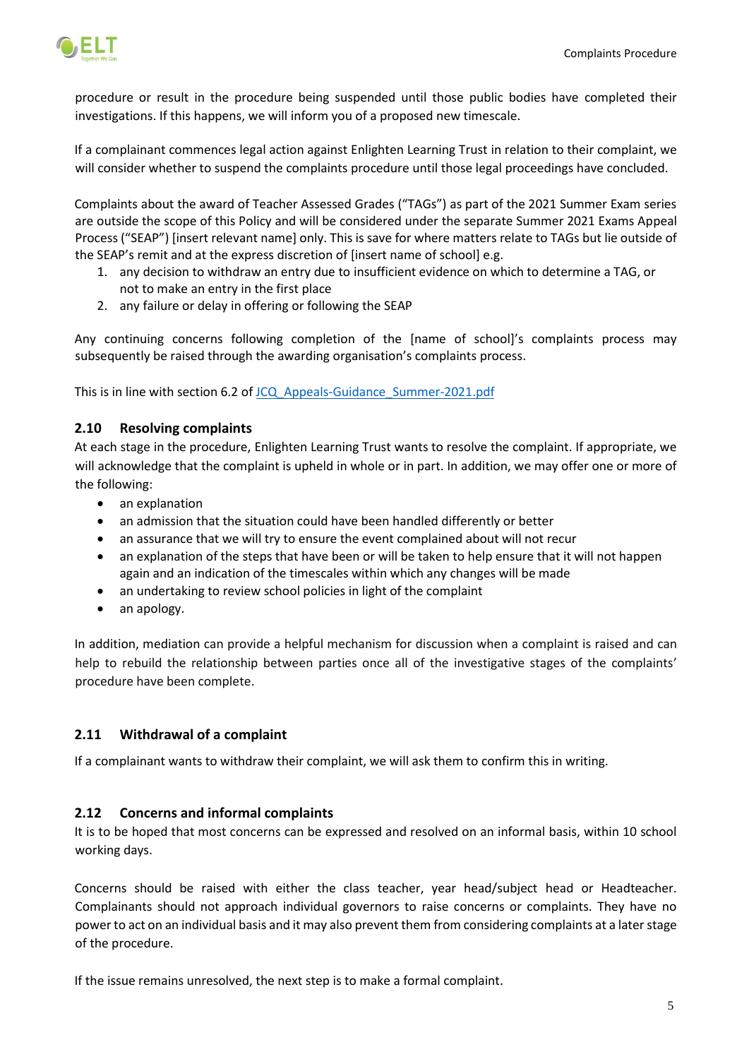procedure or result in the procedure being suspended until those public bodies have completed their investigations. If this happens, we will inform you of a proposed new timescale.

If a complainant commences legal action against Enlighten Learning Trust in relation to their complaint, we will consider whether to suspend the complaints procedure until those legal proceedings have concluded.

Complaints about the award of Teacher Assessed Grades ("TAGs") as part of the 2021 Summer Exam series are outside the scope of this Policy and will be considered under the separate Summer 2021 Exams Appeal Process ("SEAP") [insert relevant name] only. This is save for where matters relate to TAGs but lie outside of the SEAP's remit and at the express discretion of [insert name of school] e.g.

1. any decision to withdraw an entry due to insufficient evidence on which to determine a TAG, or not to make an entry in the first place
2. any failure or delay in offering or following the SEAP

Any continuing concerns following completion of the [name of school]'s complaints process may subsequently be raised through the awarding organisation's complaints process.

This is in line with section 6.2 of JCQ_Appeals-Guidance_Summer-2021.pdf

## 2.10 Resolving complaints

At each stage in the procedure, Enlighten Learning Trust wants to resolve the complaint. If appropriate, we will acknowledge that the complaint is upheld in whole or in part. In addition, we may offer one or more of the following:

- an explanation
- an admission that the situation could have been handled differently or better
- an assurance that we will try to ensure the event complained about will not recur
- an explanation of the steps that have been or will be taken to help ensure that it will not happen again and an indication of the timescales within which any changes will be made
- an undertaking to review school policies in light of the complaint
- an apology.

In addition, mediation can provide a helpful mechanism for discussion when a complaint is raised and can help to rebuild the relationship between parties once all of the investigative stages of the complaints' procedure have been complete.

## 2.11 Withdrawal of a complaint

If a complainant wants to withdraw their complaint, we will ask them to confirm this in writing.

## 2.12 Concerns and informal complaints

It is to be hoped that most concerns can be expressed and resolved on an informal basis, within 10 school working days.

Concerns should be raised with either the class teacher, year head/subject head or Headteacher. Complainants should not approach individual governors to raise concerns or complaints. They have no power to act on an individual basis and it may also prevent them from considering complaints at a later stage of the procedure.

If the issue remains unresolved, the next step is to make a formal complaint.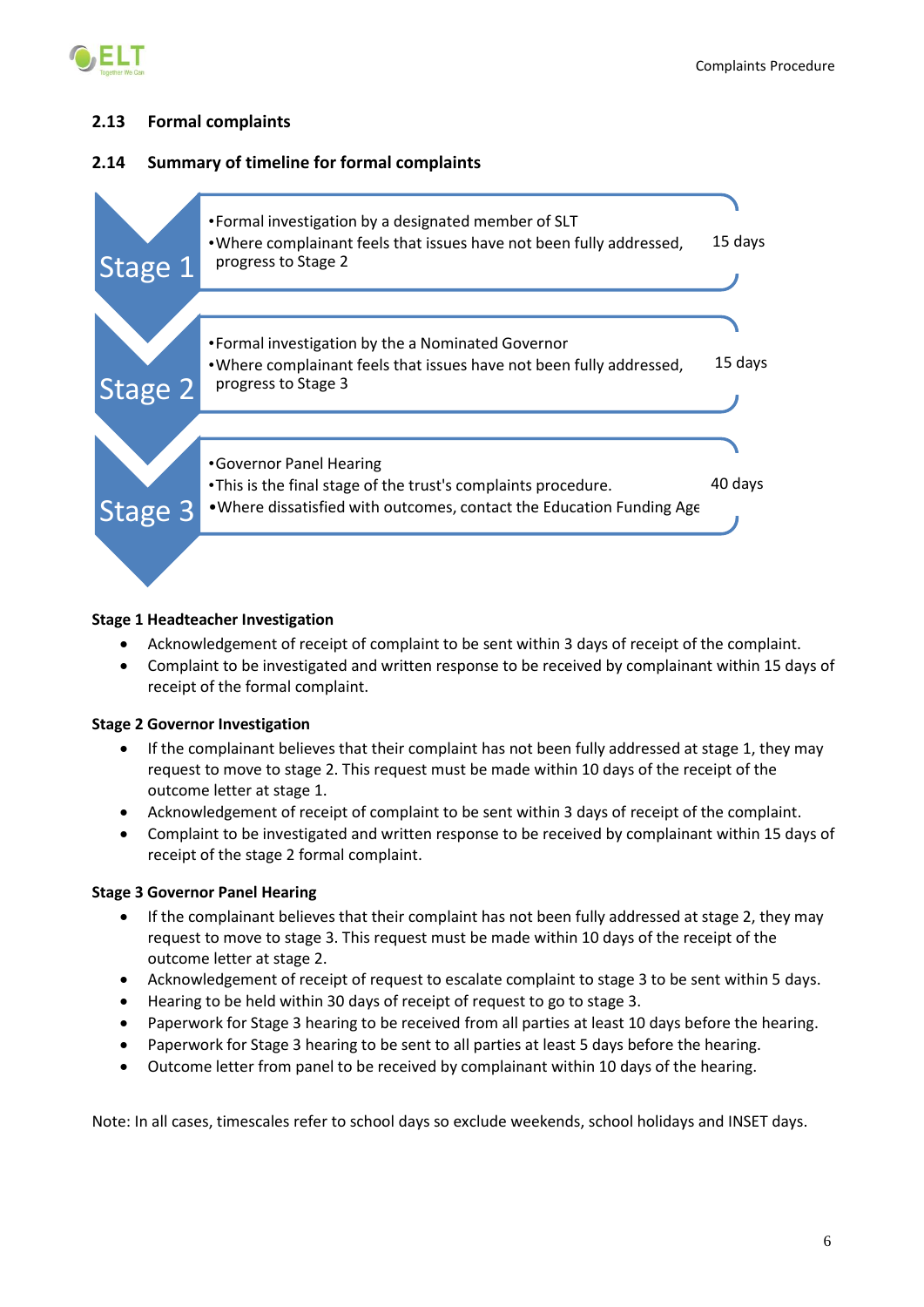### 2.13 Formal complaints

### 2.14 Summary of timeline for formal complaints

| Stage | Description | Timescale |
|---|---|---|
| Stage 1 | •Formal investigation by a designated member of SLT<br>•Where complainant feels that issues have not been fully addressed, progress to Stage 2 | 15 days |
| Stage 2 | •Formal investigation by the a Nominated Governor<br>•Where complainant feels that issues have not been fully addressed, progress to Stage 3 | 15 days |
| Stage 3 | •Governor Panel Hearing<br>•This is the final stage of the trust's complaints procedure.<br>•Where dissatisfied with outcomes, contact the Education Funding Age | 40 days |

**Stage 1 Headteacher Investigation**

- Acknowledgement of receipt of complaint to be sent within 3 days of receipt of the complaint.
- Complaint to be investigated and written response to be received by complainant within 15 days of receipt of the formal complaint.

**Stage 2 Governor Investigation**

- If the complainant believes that their complaint has not been fully addressed at stage 1, they may request to move to stage 2. This request must be made within 10 days of the receipt of the outcome letter at stage 1.
- Acknowledgement of receipt of complaint to be sent within 3 days of receipt of the complaint.
- Complaint to be investigated and written response to be received by complainant within 15 days of receipt of the stage 2 formal complaint.

**Stage 3 Governor Panel Hearing**

- If the complainant believes that their complaint has not been fully addressed at stage 2, they may request to move to stage 3. This request must be made within 10 days of the receipt of the outcome letter at stage 2.
- Acknowledgement of receipt of request to escalate complaint to stage 3 to be sent within 5 days.
- Hearing to be held within 30 days of receipt of request to go to stage 3.
- Paperwork for Stage 3 hearing to be received from all parties at least 10 days before the hearing.
- Paperwork for Stage 3 hearing to be sent to all parties at least 5 days before the hearing.
- Outcome letter from panel to be received by complainant within 10 days of the hearing.

Note: In all cases, timescales refer to school days so exclude weekends, school holidays and INSET days.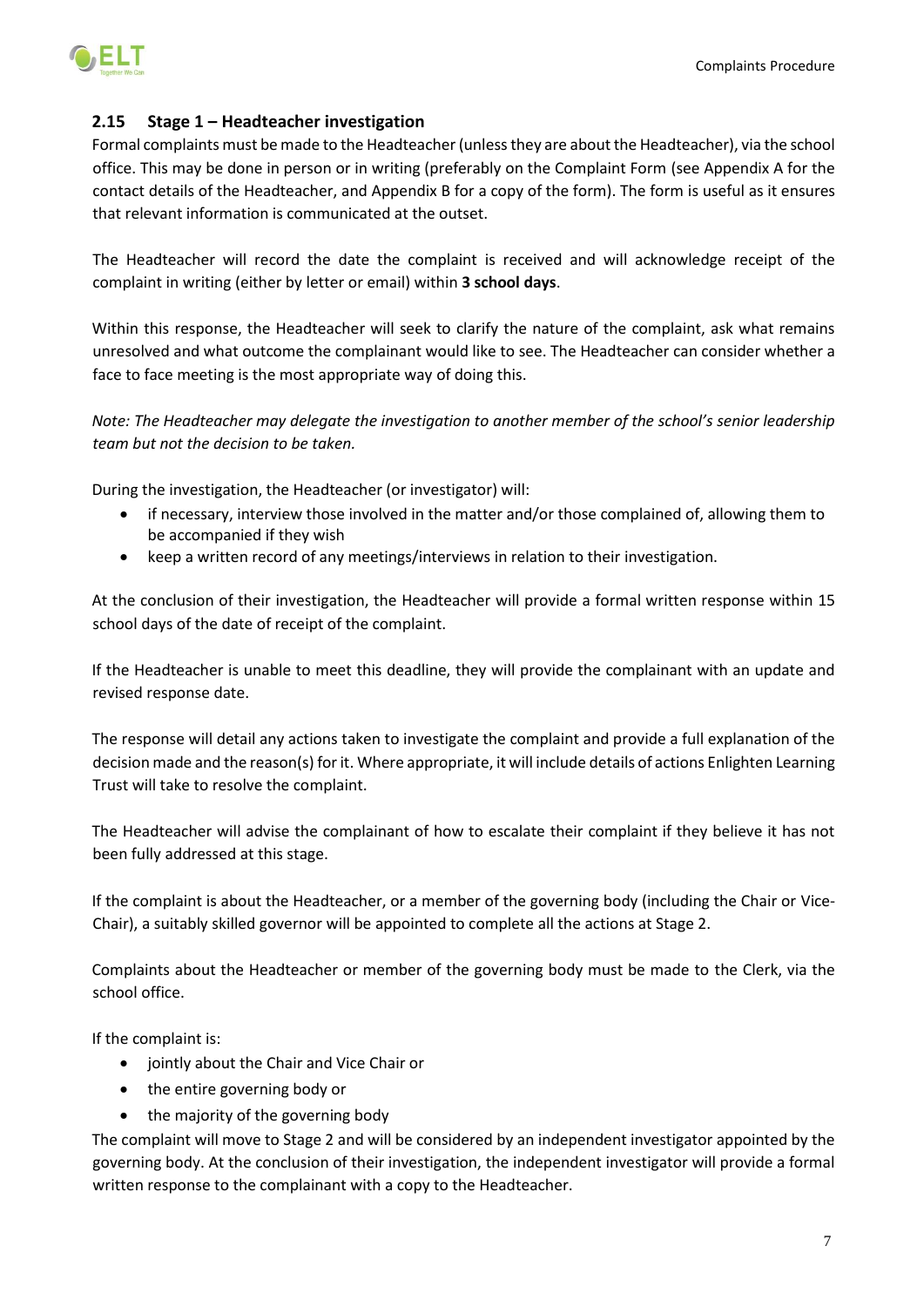### 2.15 Stage 1 – Headteacher investigation

Formal complaints must be made to the Headteacher (unless they are about the Headteacher), via the school office. This may be done in person or in writing (preferably on the Complaint Form (see Appendix A for the contact details of the Headteacher, and Appendix B for a copy of the form). The form is useful as it ensures that relevant information is communicated at the outset.

The Headteacher will record the date the complaint is received and will acknowledge receipt of the complaint in writing (either by letter or email) within **3 school days**.

Within this response, the Headteacher will seek to clarify the nature of the complaint, ask what remains unresolved and what outcome the complainant would like to see. The Headteacher can consider whether a face to face meeting is the most appropriate way of doing this.

*Note: The Headteacher may delegate the investigation to another member of the school's senior leadership team but not the decision to be taken.*

During the investigation, the Headteacher (or investigator) will:

- if necessary, interview those involved in the matter and/or those complained of, allowing them to be accompanied if they wish
- keep a written record of any meetings/interviews in relation to their investigation.

At the conclusion of their investigation, the Headteacher will provide a formal written response within 15 school days of the date of receipt of the complaint.

If the Headteacher is unable to meet this deadline, they will provide the complainant with an update and revised response date.

The response will detail any actions taken to investigate the complaint and provide a full explanation of the decision made and the reason(s) for it. Where appropriate, it will include details of actions Enlighten Learning Trust will take to resolve the complaint.

The Headteacher will advise the complainant of how to escalate their complaint if they believe it has not been fully addressed at this stage.

If the complaint is about the Headteacher, or a member of the governing body (including the Chair or Vice-Chair), a suitably skilled governor will be appointed to complete all the actions at Stage 2.

Complaints about the Headteacher or member of the governing body must be made to the Clerk, via the school office.

If the complaint is:

- jointly about the Chair and Vice Chair or
- the entire governing body or
- the majority of the governing body

The complaint will move to Stage 2 and will be considered by an independent investigator appointed by the governing body. At the conclusion of their investigation, the independent investigator will provide a formal written response to the complainant with a copy to the Headteacher.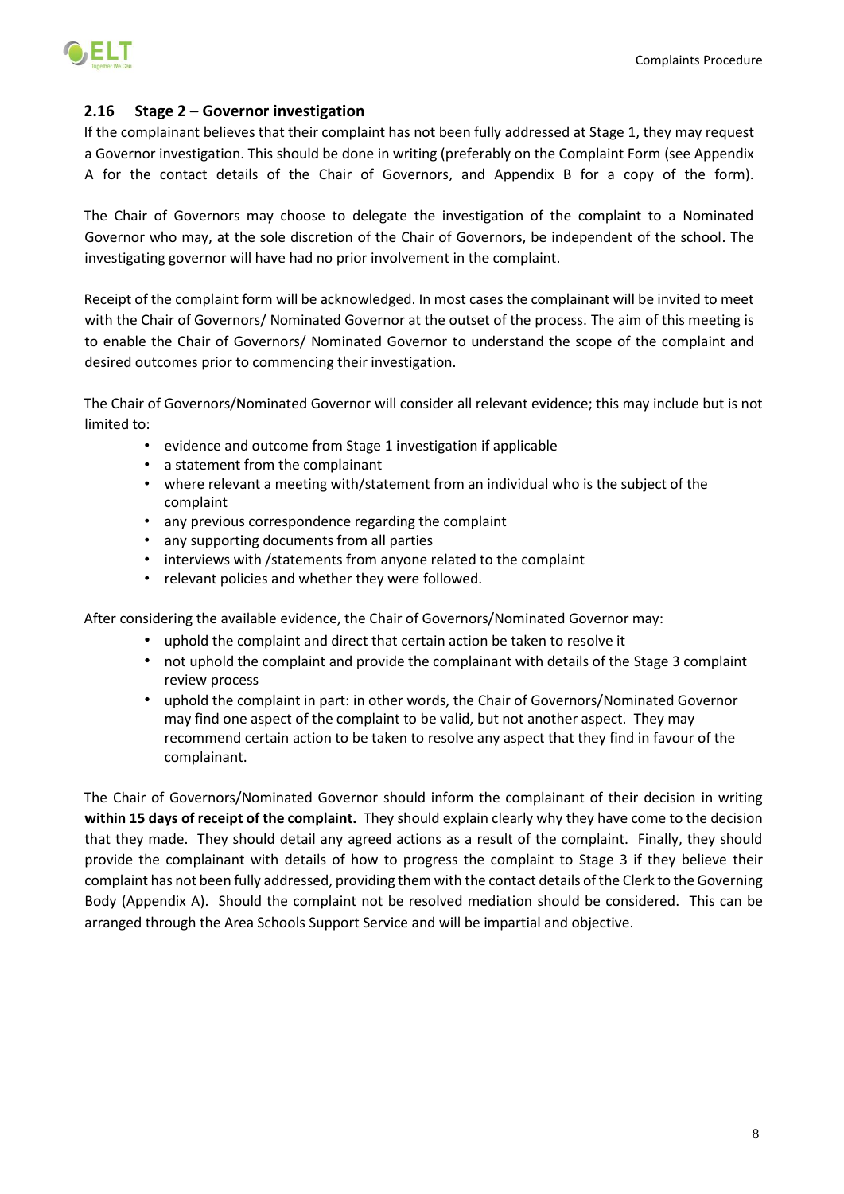## 2.16 Stage 2 – Governor investigation

If the complainant believes that their complaint has not been fully addressed at Stage 1, they may request a Governor investigation. This should be done in writing (preferably on the Complaint Form (see Appendix A for the contact details of the Chair of Governors, and Appendix B for a copy of the form).

The Chair of Governors may choose to delegate the investigation of the complaint to a Nominated Governor who may, at the sole discretion of the Chair of Governors, be independent of the school. The investigating governor will have had no prior involvement in the complaint.

Receipt of the complaint form will be acknowledged. In most cases the complainant will be invited to meet with the Chair of Governors/ Nominated Governor at the outset of the process. The aim of this meeting is to enable the Chair of Governors/ Nominated Governor to understand the scope of the complaint and desired outcomes prior to commencing their investigation.

The Chair of Governors/Nominated Governor will consider all relevant evidence; this may include but is not limited to:

- evidence and outcome from Stage 1 investigation if applicable
- a statement from the complainant
- where relevant a meeting with/statement from an individual who is the subject of the complaint
- any previous correspondence regarding the complaint
- any supporting documents from all parties
- interviews with /statements from anyone related to the complaint
- relevant policies and whether they were followed.

After considering the available evidence, the Chair of Governors/Nominated Governor may:

- uphold the complaint and direct that certain action be taken to resolve it
- not uphold the complaint and provide the complainant with details of the Stage 3 complaint review process
- uphold the complaint in part: in other words, the Chair of Governors/Nominated Governor may find one aspect of the complaint to be valid, but not another aspect. They may recommend certain action to be taken to resolve any aspect that they find in favour of the complainant.

The Chair of Governors/Nominated Governor should inform the complainant of their decision in writing **within 15 days of receipt of the complaint.** They should explain clearly why they have come to the decision that they made. They should detail any agreed actions as a result of the complaint. Finally, they should provide the complainant with details of how to progress the complaint to Stage 3 if they believe their complaint has not been fully addressed, providing them with the contact details of the Clerk to the Governing Body (Appendix A). Should the complaint not be resolved mediation should be considered. This can be arranged through the Area Schools Support Service and will be impartial and objective.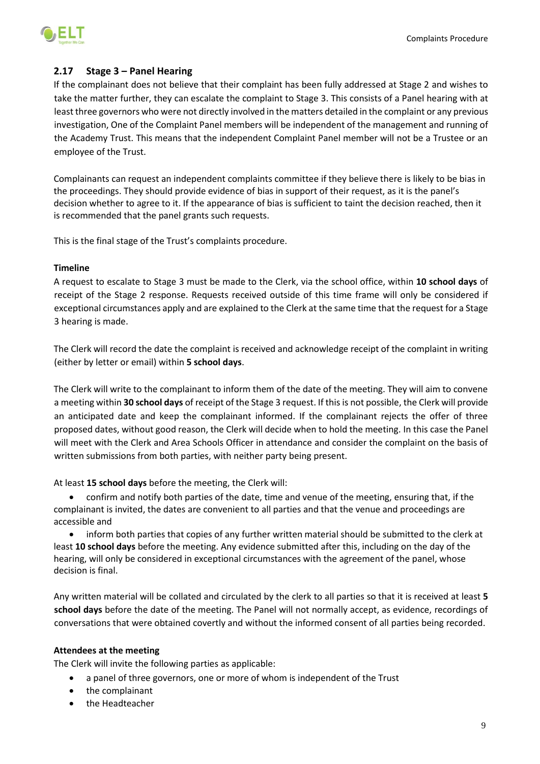## 2.17 Stage 3 – Panel Hearing

If the complainant does not believe that their complaint has been fully addressed at Stage 2 and wishes to take the matter further, they can escalate the complaint to Stage 3. This consists of a Panel hearing with at least three governors who were not directly involved in the matters detailed in the complaint or any previous investigation, One of the Complaint Panel members will be independent of the management and running of the Academy Trust. This means that the independent Complaint Panel member will not be a Trustee or an employee of the Trust.

Complainants can request an independent complaints committee if they believe there is likely to be bias in the proceedings. They should provide evidence of bias in support of their request, as it is the panel's decision whether to agree to it. If the appearance of bias is sufficient to taint the decision reached, then it is recommended that the panel grants such requests.

This is the final stage of the Trust's complaints procedure.

**Timeline**

A request to escalate to Stage 3 must be made to the Clerk, via the school office, within **10 school days** of receipt of the Stage 2 response. Requests received outside of this time frame will only be considered if exceptional circumstances apply and are explained to the Clerk at the same time that the request for a Stage 3 hearing is made.

The Clerk will record the date the complaint is received and acknowledge receipt of the complaint in writing (either by letter or email) within **5 school days**.

The Clerk will write to the complainant to inform them of the date of the meeting. They will aim to convene a meeting within **30 school days** of receipt of the Stage 3 request. If this is not possible, the Clerk will provide an anticipated date and keep the complainant informed. If the complainant rejects the offer of three proposed dates, without good reason, the Clerk will decide when to hold the meeting. In this case the Panel will meet with the Clerk and Area Schools Officer in attendance and consider the complaint on the basis of written submissions from both parties, with neither party being present.

At least **15 school days** before the meeting, the Clerk will:

- confirm and notify both parties of the date, time and venue of the meeting, ensuring that, if the complainant is invited, the dates are convenient to all parties and that the venue and proceedings are accessible and
- inform both parties that copies of any further written material should be submitted to the clerk at least **10 school days** before the meeting. Any evidence submitted after this, including on the day of the hearing, will only be considered in exceptional circumstances with the agreement of the panel, whose decision is final.

Any written material will be collated and circulated by the clerk to all parties so that it is received at least **5 school days** before the date of the meeting. The Panel will not normally accept, as evidence, recordings of conversations that were obtained covertly and without the informed consent of all parties being recorded.

**Attendees at the meeting**

The Clerk will invite the following parties as applicable:

- a panel of three governors, one or more of whom is independent of the Trust
- the complainant
- the Headteacher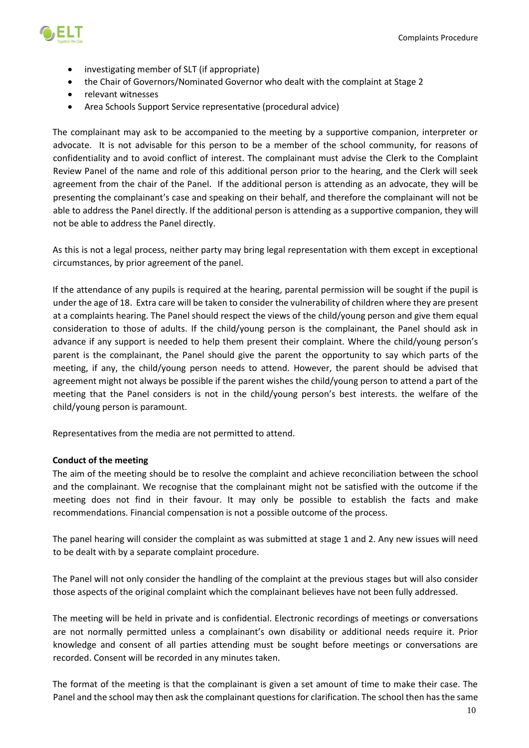- investigating member of SLT (if appropriate)
- the Chair of Governors/Nominated Governor who dealt with the complaint at Stage 2
- relevant witnesses
- Area Schools Support Service representative (procedural advice)

The complainant may ask to be accompanied to the meeting by a supportive companion, interpreter or advocate. It is not advisable for this person to be a member of the school community, for reasons of confidentiality and to avoid conflict of interest. The complainant must advise the Clerk to the Complaint Review Panel of the name and role of this additional person prior to the hearing, and the Clerk will seek agreement from the chair of the Panel. If the additional person is attending as an advocate, they will be presenting the complainant's case and speaking on their behalf, and therefore the complainant will not be able to address the Panel directly. If the additional person is attending as a supportive companion, they will not be able to address the Panel directly.

As this is not a legal process, neither party may bring legal representation with them except in exceptional circumstances, by prior agreement of the panel.

If the attendance of any pupils is required at the hearing, parental permission will be sought if the pupil is under the age of 18. Extra care will be taken to consider the vulnerability of children where they are present at a complaints hearing. The Panel should respect the views of the child/young person and give them equal consideration to those of adults. If the child/young person is the complainant, the Panel should ask in advance if any support is needed to help them present their complaint. Where the child/young person's parent is the complainant, the Panel should give the parent the opportunity to say which parts of the meeting, if any, the child/young person needs to attend. However, the parent should be advised that agreement might not always be possible if the parent wishes the child/young person to attend a part of the meeting that the Panel considers is not in the child/young person's best interests. the welfare of the child/young person is paramount.

Representatives from the media are not permitted to attend.

**Conduct of the meeting**

The aim of the meeting should be to resolve the complaint and achieve reconciliation between the school and the complainant. We recognise that the complainant might not be satisfied with the outcome if the meeting does not find in their favour. It may only be possible to establish the facts and make recommendations. Financial compensation is not a possible outcome of the process.

The panel hearing will consider the complaint as was submitted at stage 1 and 2. Any new issues will need to be dealt with by a separate complaint procedure.

The Panel will not only consider the handling of the complaint at the previous stages but will also consider those aspects of the original complaint which the complainant believes have not been fully addressed.

The meeting will be held in private and is confidential. Electronic recordings of meetings or conversations are not normally permitted unless a complainant's own disability or additional needs require it. Prior knowledge and consent of all parties attending must be sought before meetings or conversations are recorded. Consent will be recorded in any minutes taken.

The format of the meeting is that the complainant is given a set amount of time to make their case. The Panel and the school may then ask the complainant questions for clarification. The school then has the same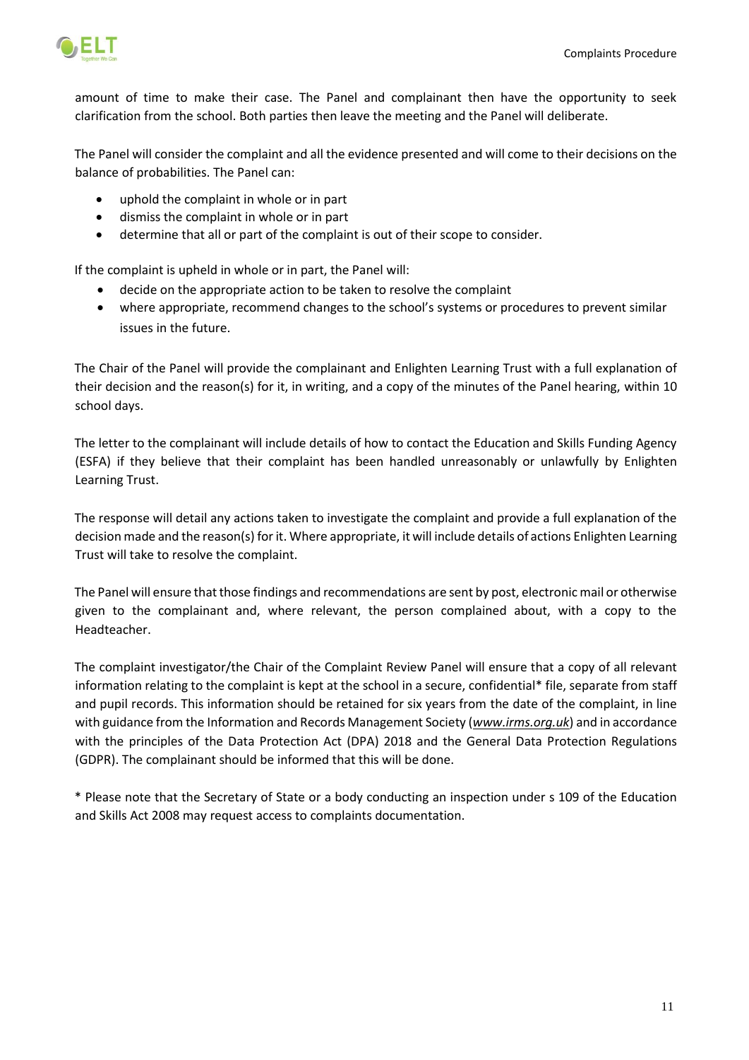amount of time to make their case. The Panel and complainant then have the opportunity to seek clarification from the school. Both parties then leave the meeting and the Panel will deliberate.

The Panel will consider the complaint and all the evidence presented and will come to their decisions on the balance of probabilities. The Panel can:

- uphold the complaint in whole or in part
- dismiss the complaint in whole or in part
- determine that all or part of the complaint is out of their scope to consider.

If the complaint is upheld in whole or in part, the Panel will:

- decide on the appropriate action to be taken to resolve the complaint
- where appropriate, recommend changes to the school's systems or procedures to prevent similar issues in the future.

The Chair of the Panel will provide the complainant and Enlighten Learning Trust with a full explanation of their decision and the reason(s) for it, in writing, and a copy of the minutes of the Panel hearing, within 10 school days.

The letter to the complainant will include details of how to contact the Education and Skills Funding Agency (ESFA) if they believe that their complaint has been handled unreasonably or unlawfully by Enlighten Learning Trust.

The response will detail any actions taken to investigate the complaint and provide a full explanation of the decision made and the reason(s) for it. Where appropriate, it will include details of actions Enlighten Learning Trust will take to resolve the complaint.

The Panel will ensure that those findings and recommendations are sent by post, electronic mail or otherwise given to the complainant and, where relevant, the person complained about, with a copy to the Headteacher.

The complaint investigator/the Chair of the Complaint Review Panel will ensure that a copy of all relevant information relating to the complaint is kept at the school in a secure, confidential* file, separate from staff and pupil records. This information should be retained for six years from the date of the complaint, in line with guidance from the Information and Records Management Society (*www.irms.org.uk*) and in accordance with the principles of the Data Protection Act (DPA) 2018 and the General Data Protection Regulations (GDPR). The complainant should be informed that this will be done.

* Please note that the Secretary of State or a body conducting an inspection under s 109 of the Education and Skills Act 2008 may request access to complaints documentation.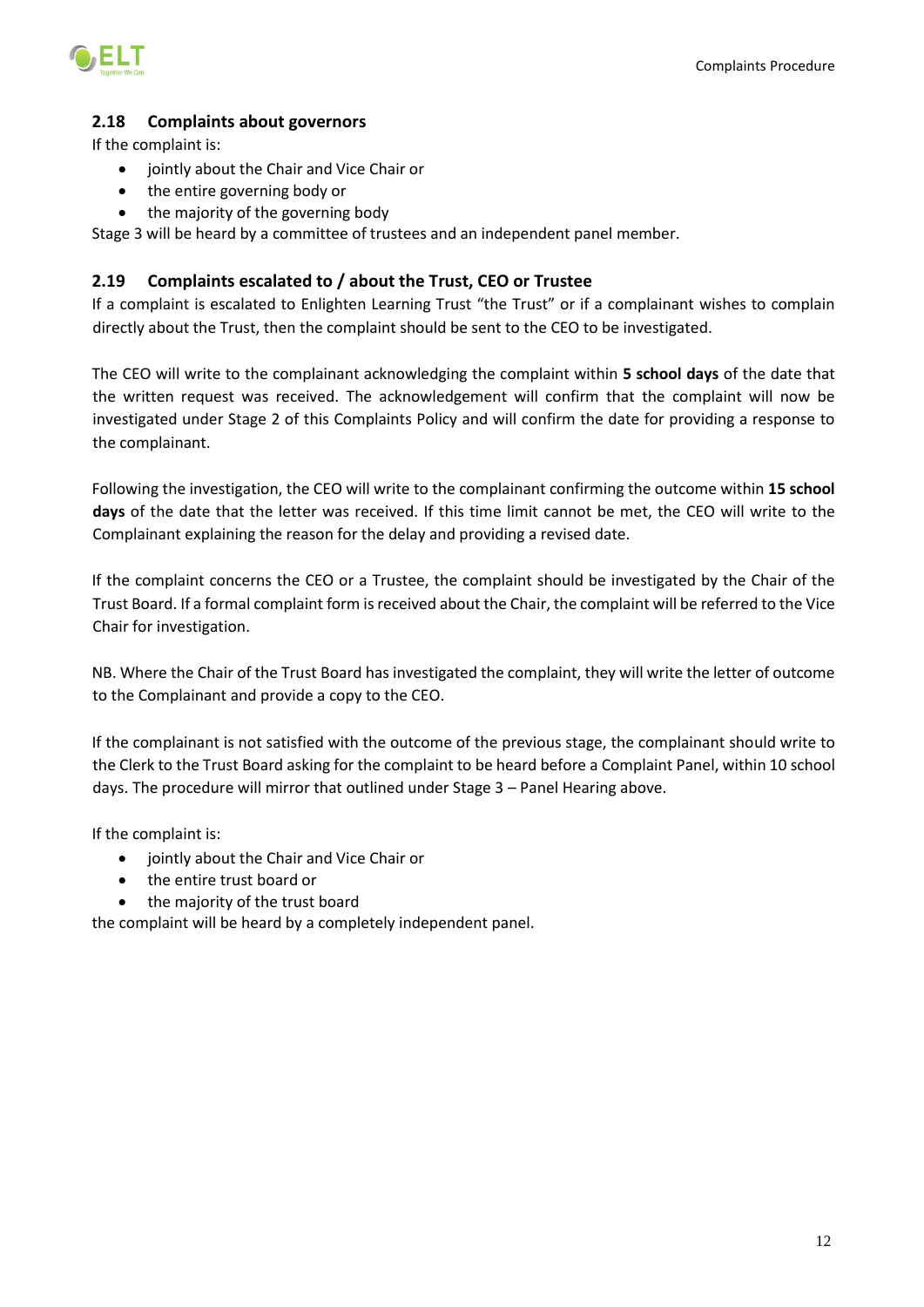## 2.18 Complaints about governors

If the complaint is:

- jointly about the Chair and Vice Chair or
- the entire governing body or
- the majority of the governing body

Stage 3 will be heard by a committee of trustees and an independent panel member.

## 2.19 Complaints escalated to / about the Trust, CEO or Trustee

If a complaint is escalated to Enlighten Learning Trust "the Trust" or if a complainant wishes to complain directly about the Trust, then the complaint should be sent to the CEO to be investigated.

The CEO will write to the complainant acknowledging the complaint within **5 school days** of the date that the written request was received. The acknowledgement will confirm that the complaint will now be investigated under Stage 2 of this Complaints Policy and will confirm the date for providing a response to the complainant.

Following the investigation, the CEO will write to the complainant confirming the outcome within **15 school days** of the date that the letter was received. If this time limit cannot be met, the CEO will write to the Complainant explaining the reason for the delay and providing a revised date.

If the complaint concerns the CEO or a Trustee, the complaint should be investigated by the Chair of the Trust Board. If a formal complaint form is received about the Chair, the complaint will be referred to the Vice Chair for investigation.

NB. Where the Chair of the Trust Board has investigated the complaint, they will write the letter of outcome to the Complainant and provide a copy to the CEO.

If the complainant is not satisfied with the outcome of the previous stage, the complainant should write to the Clerk to the Trust Board asking for the complaint to be heard before a Complaint Panel, within 10 school days. The procedure will mirror that outlined under Stage 3 – Panel Hearing above.

If the complaint is:

- jointly about the Chair and Vice Chair or
- the entire trust board or
- the majority of the trust board

the complaint will be heard by a completely independent panel.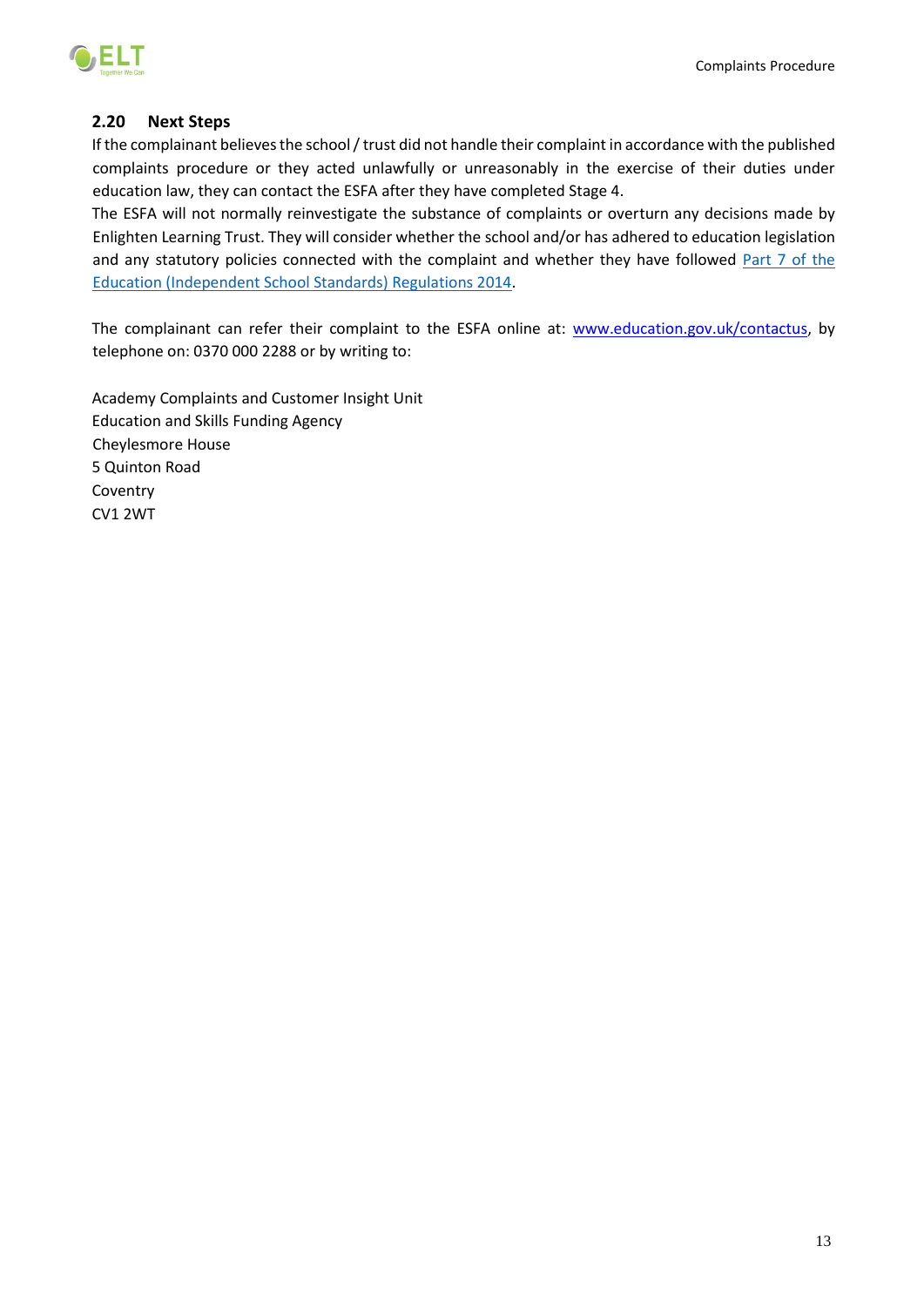### 2.20 Next Steps

If the complainant believes the school / trust did not handle their complaint in accordance with the published complaints procedure or they acted unlawfully or unreasonably in the exercise of their duties under education law, they can contact the ESFA after they have completed Stage 4.

The ESFA will not normally reinvestigate the substance of complaints or overturn any decisions made by Enlighten Learning Trust. They will consider whether the school and/or has adhered to education legislation and any statutory policies connected with the complaint and whether they have followed Part 7 of the Education (Independent School Standards) Regulations 2014.

The complainant can refer their complaint to the ESFA online at: www.education.gov.uk/contactus, by telephone on: 0370 000 2288 or by writing to:

Academy Complaints and Customer Insight Unit
Education and Skills Funding Agency
Cheylesmore House
5 Quinton Road
Coventry
CV1 2WT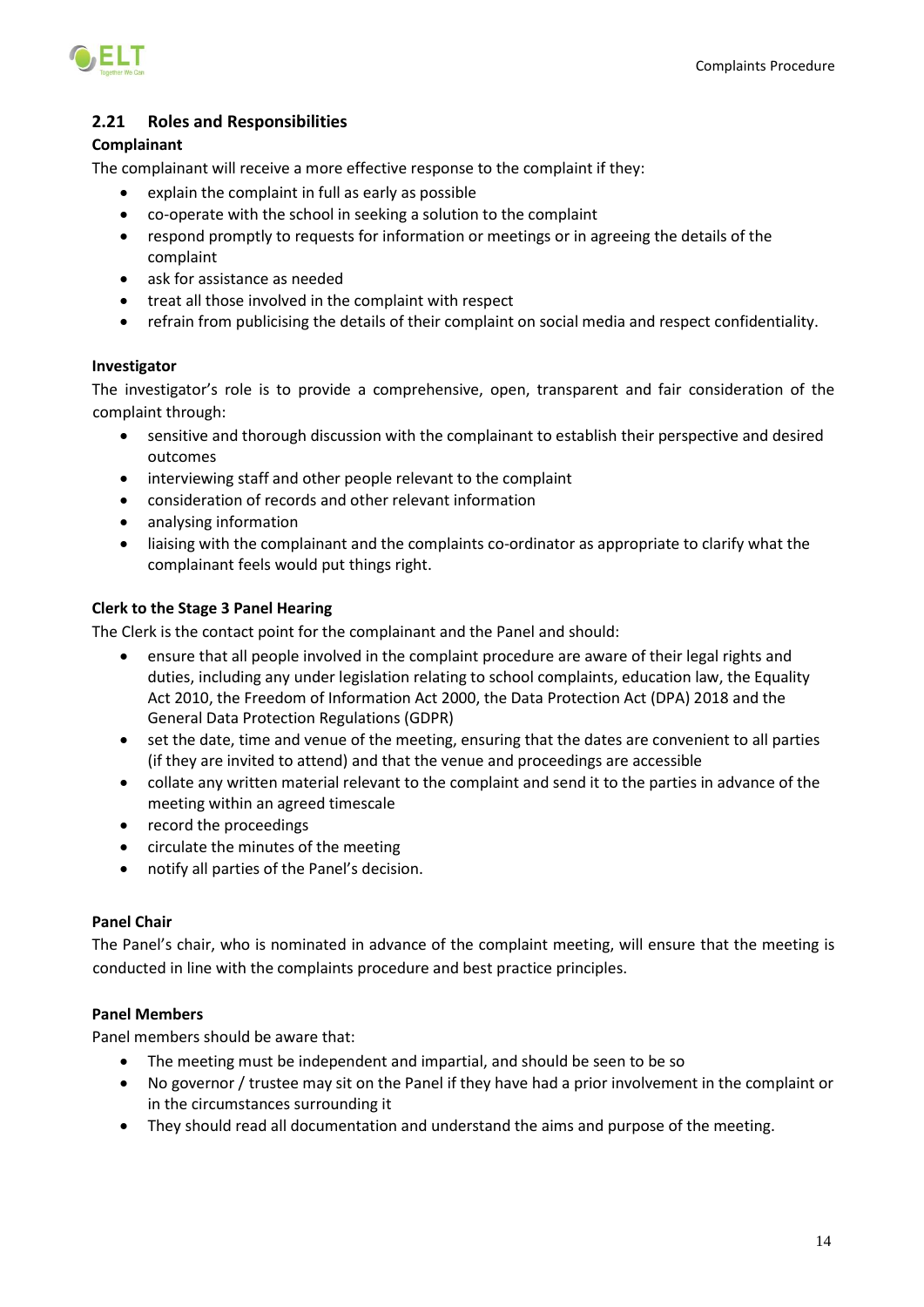## 2.21 Roles and Responsibilities

**Complainant**

The complainant will receive a more effective response to the complaint if they:

- explain the complaint in full as early as possible
- co-operate with the school in seeking a solution to the complaint
- respond promptly to requests for information or meetings or in agreeing the details of the complaint
- ask for assistance as needed
- treat all those involved in the complaint with respect
- refrain from publicising the details of their complaint on social media and respect confidentiality.

**Investigator**

The investigator's role is to provide a comprehensive, open, transparent and fair consideration of the complaint through:

- sensitive and thorough discussion with the complainant to establish their perspective and desired outcomes
- interviewing staff and other people relevant to the complaint
- consideration of records and other relevant information
- analysing information
- liaising with the complainant and the complaints co-ordinator as appropriate to clarify what the complainant feels would put things right.

**Clerk to the Stage 3 Panel Hearing**

The Clerk is the contact point for the complainant and the Panel and should:

- ensure that all people involved in the complaint procedure are aware of their legal rights and duties, including any under legislation relating to school complaints, education law, the Equality Act 2010, the Freedom of Information Act 2000, the Data Protection Act (DPA) 2018 and the General Data Protection Regulations (GDPR)
- set the date, time and venue of the meeting, ensuring that the dates are convenient to all parties (if they are invited to attend) and that the venue and proceedings are accessible
- collate any written material relevant to the complaint and send it to the parties in advance of the meeting within an agreed timescale
- record the proceedings
- circulate the minutes of the meeting
- notify all parties of the Panel's decision.

**Panel Chair**

The Panel's chair, who is nominated in advance of the complaint meeting, will ensure that the meeting is conducted in line with the complaints procedure and best practice principles.

**Panel Members**

Panel members should be aware that:

- The meeting must be independent and impartial, and should be seen to be so
- No governor / trustee may sit on the Panel if they have had a prior involvement in the complaint or in the circumstances surrounding it
- They should read all documentation and understand the aims and purpose of the meeting.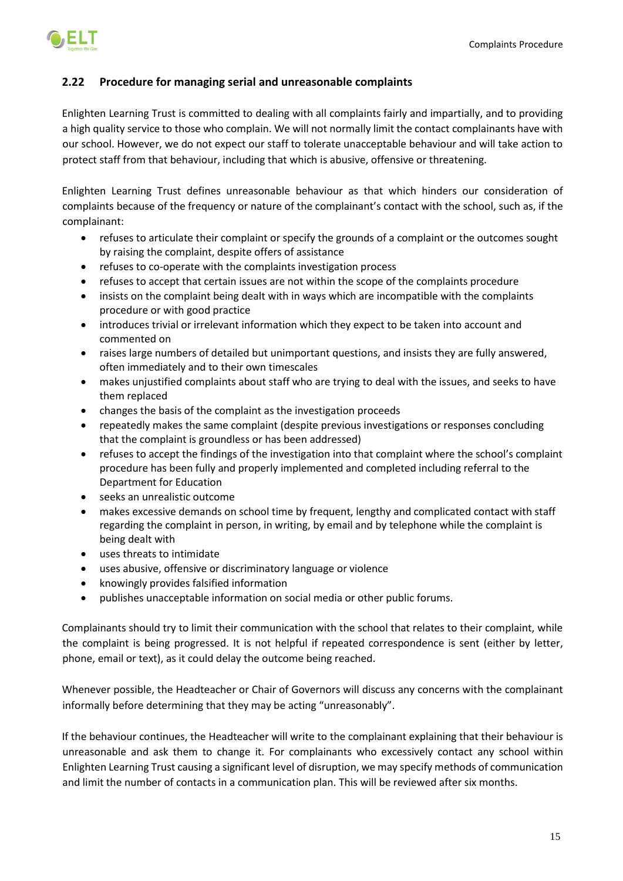## 2.22 Procedure for managing serial and unreasonable complaints

Enlighten Learning Trust is committed to dealing with all complaints fairly and impartially, and to providing a high quality service to those who complain. We will not normally limit the contact complainants have with our school. However, we do not expect our staff to tolerate unacceptable behaviour and will take action to protect staff from that behaviour, including that which is abusive, offensive or threatening.

Enlighten Learning Trust defines unreasonable behaviour as that which hinders our consideration of complaints because of the frequency or nature of the complainant's contact with the school, such as, if the complainant:

- refuses to articulate their complaint or specify the grounds of a complaint or the outcomes sought by raising the complaint, despite offers of assistance
- refuses to co-operate with the complaints investigation process
- refuses to accept that certain issues are not within the scope of the complaints procedure
- insists on the complaint being dealt with in ways which are incompatible with the complaints procedure or with good practice
- introduces trivial or irrelevant information which they expect to be taken into account and commented on
- raises large numbers of detailed but unimportant questions, and insists they are fully answered, often immediately and to their own timescales
- makes unjustified complaints about staff who are trying to deal with the issues, and seeks to have them replaced
- changes the basis of the complaint as the investigation proceeds
- repeatedly makes the same complaint (despite previous investigations or responses concluding that the complaint is groundless or has been addressed)
- refuses to accept the findings of the investigation into that complaint where the school's complaint procedure has been fully and properly implemented and completed including referral to the Department for Education
- seeks an unrealistic outcome
- makes excessive demands on school time by frequent, lengthy and complicated contact with staff regarding the complaint in person, in writing, by email and by telephone while the complaint is being dealt with
- uses threats to intimidate
- uses abusive, offensive or discriminatory language or violence
- knowingly provides falsified information
- publishes unacceptable information on social media or other public forums.

Complainants should try to limit their communication with the school that relates to their complaint, while the complaint is being progressed. It is not helpful if repeated correspondence is sent (either by letter, phone, email or text), as it could delay the outcome being reached.

Whenever possible, the Headteacher or Chair of Governors will discuss any concerns with the complainant informally before determining that they may be acting "unreasonably".

If the behaviour continues, the Headteacher will write to the complainant explaining that their behaviour is unreasonable and ask them to change it. For complainants who excessively contact any school within Enlighten Learning Trust causing a significant level of disruption, we may specify methods of communication and limit the number of contacts in a communication plan. This will be reviewed after six months.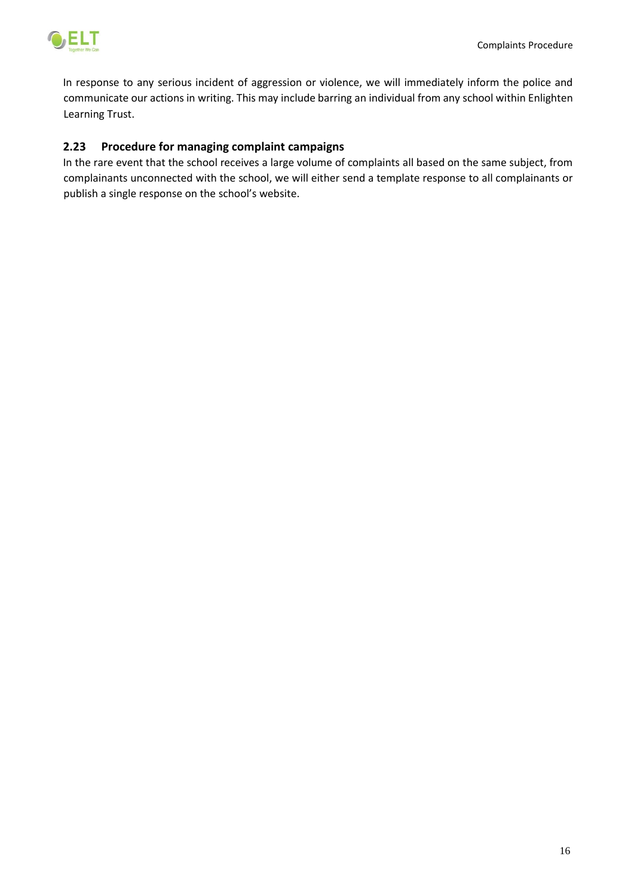In response to any serious incident of aggression or violence, we will immediately inform the police and communicate our actions in writing. This may include barring an individual from any school within Enlighten Learning Trust.

### 2.23 Procedure for managing complaint campaigns

In the rare event that the school receives a large volume of complaints all based on the same subject, from complainants unconnected with the school, we will either send a template response to all complainants or publish a single response on the school's website.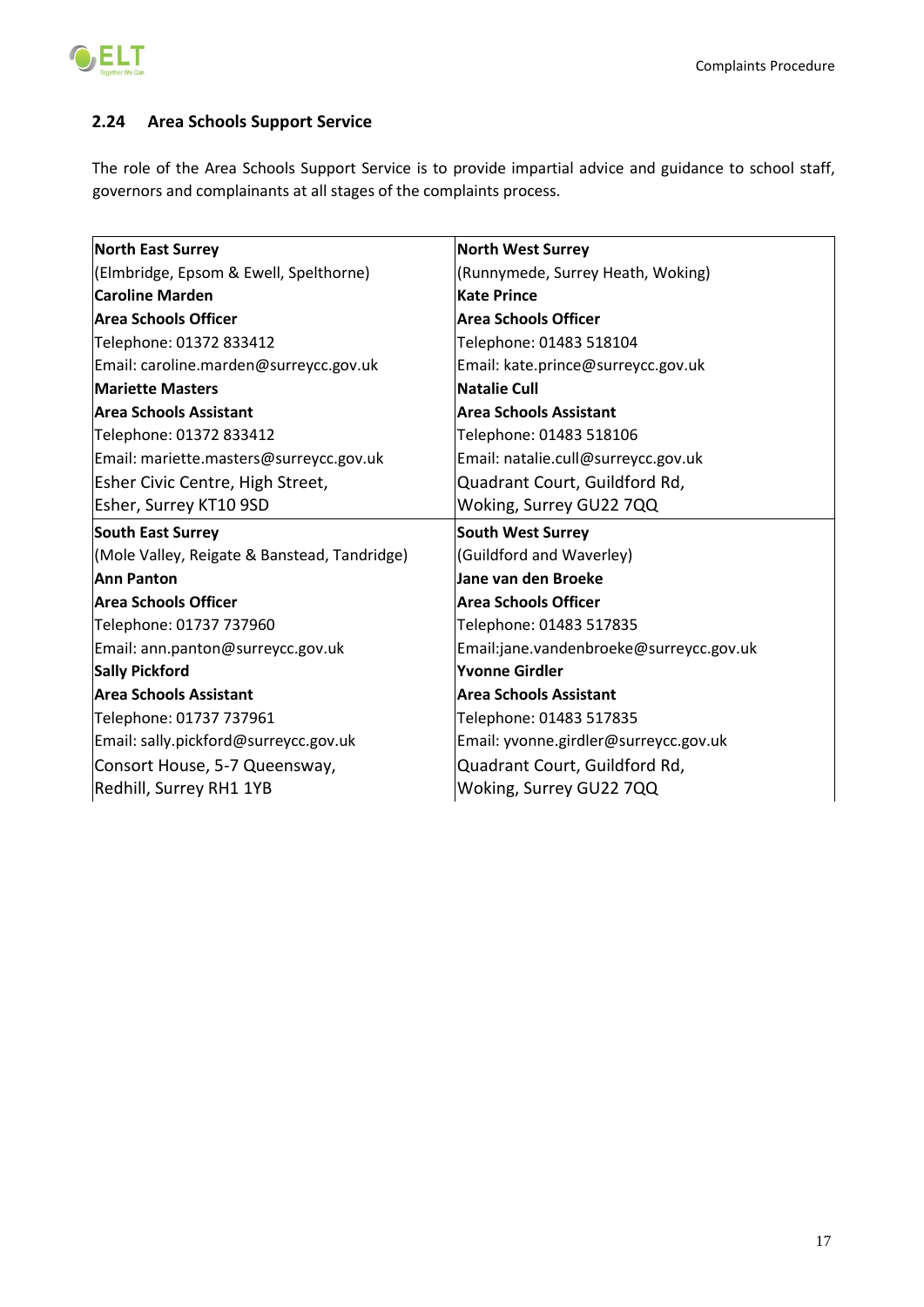## 2.24 Area Schools Support Service

The role of the Area Schools Support Service is to provide impartial advice and guidance to school staff, governors and complainants at all stages of the complaints process.

| North East Surrey | North West Surrey |
|---|---|
| (Elmbridge, Epsom & Ewell, Spelthorne) | (Runnymede, Surrey Heath, Woking) |
| **Caroline Marden** | **Kate Prince** |
| **Area Schools Officer** | **Area Schools Officer** |
| Telephone: 01372 833412 | Telephone: 01483 518104 |
| Email: caroline.marden@surreycc.gov.uk | Email: kate.prince@surreycc.gov.uk |
| **Mariette Masters** | **Natalie Cull** |
| **Area Schools Assistant** | **Area Schools Assistant** |
| Telephone: 01372 833412 | Telephone: 01483 518106 |
| Email: mariette.masters@surreycc.gov.uk | Email: natalie.cull@surreycc.gov.uk |
| Esher Civic Centre, High Street, Esher, Surrey KT10 9SD | Quadrant Court, Guildford Rd, Woking, Surrey GU22 7QQ |
| **South East Surrey** | **South West Surrey** |
| (Mole Valley, Reigate & Banstead, Tandridge) | (Guildford and Waverley) |
| **Ann Panton** | **Jane van den Broeke** |
| **Area Schools Officer** | **Area Schools Officer** |
| Telephone: 01737 737960 | Telephone: 01483 517835 |
| Email: ann.panton@surreycc.gov.uk | Email:jane.vandenbroeke@surreycc.gov.uk |
| **Sally Pickford** | **Yvonne Girdler** |
| **Area Schools Assistant** | **Area Schools Assistant** |
| Telephone: 01737 737961 | Telephone: 01483 517835 |
| Email: sally.pickford@surreycc.gov.uk | Email: yvonne.girdler@surreycc.gov.uk |
| Consort House, 5-7 Queensway, Redhill, Surrey RH1 1YB | Quadrant Court, Guildford Rd, Woking, Surrey GU22 7QQ |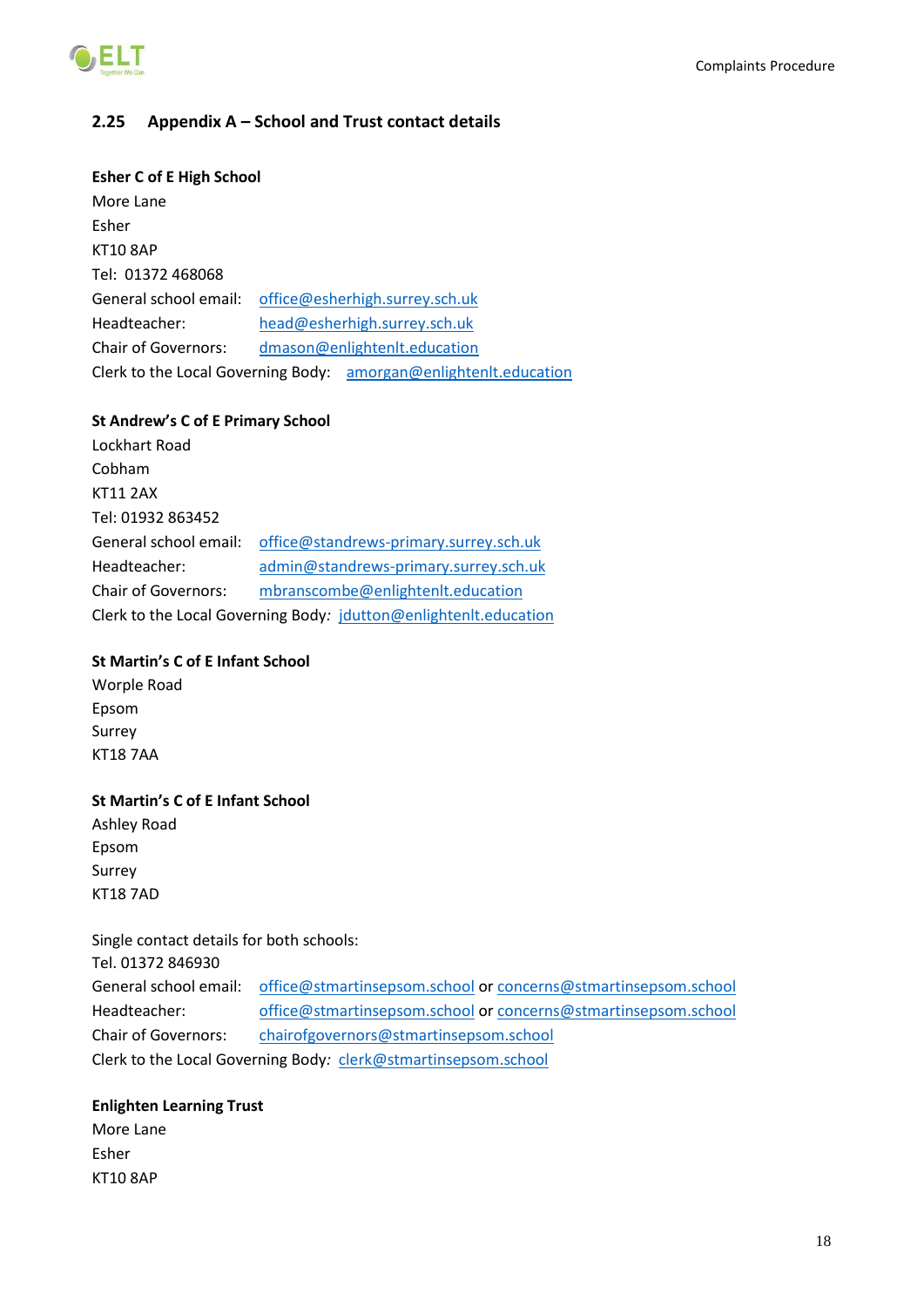## 2.25 Appendix A – School and Trust contact details

**Esher C of E High School**
More Lane
Esher
KT10 8AP
Tel: 01372 468068
General school email: office@esherhigh.surrey.sch.uk
Headteacher: head@esherhigh.surrey.sch.uk
Chair of Governors: dmason@enlightenlt.education
Clerk to the Local Governing Body: amorgan@enlightenlt.education

**St Andrew's C of E Primary School**
Lockhart Road
Cobham
KT11 2AX
Tel: 01932 863452
General school email: office@standrews-primary.surrey.sch.uk
Headteacher: admin@standrews-primary.surrey.sch.uk
Chair of Governors: mbranscombe@enlightenlt.education
Clerk to the Local Governing Body*:* jdutton@enlightenlt.education

**St Martin's C of E Infant School**
Worple Road
Epsom
Surrey
KT18 7AA

**St Martin's C of E Infant School**
Ashley Road
Epsom
Surrey
KT18 7AD

Single contact details for both schools:
Tel. 01372 846930
General school email: office@stmartinsepsom.school or concerns@stmartinsepsom.school
Headteacher: office@stmartinsepsom.school or concerns@stmartinsepsom.school
Chair of Governors: chairofgovernors@stmartinsepsom.school
Clerk to the Local Governing Body*:* clerk@stmartinsepsom.school

**Enlighten Learning Trust**
More Lane
Esher
KT10 8AP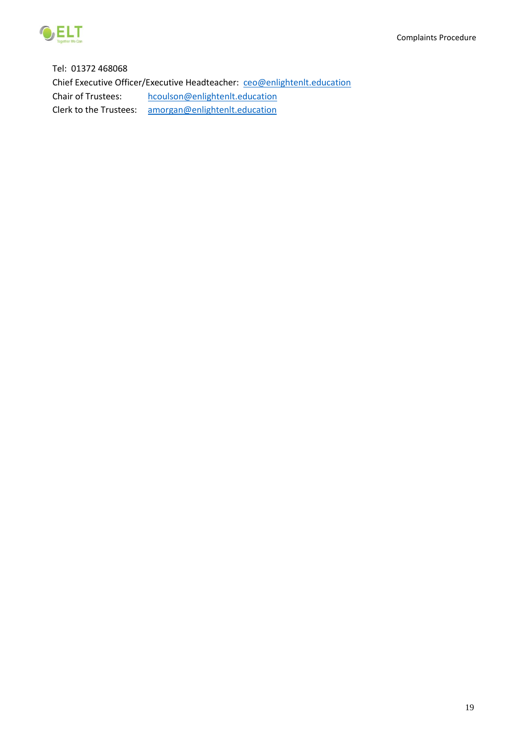Tel: 01372 468068

Chief Executive Officer/Executive Headteacher: ceo@enlightenlt.education

Chair of Trustees: hcoulson@enlightenlt.education

Clerk to the Trustees: amorgan@enlightenlt.education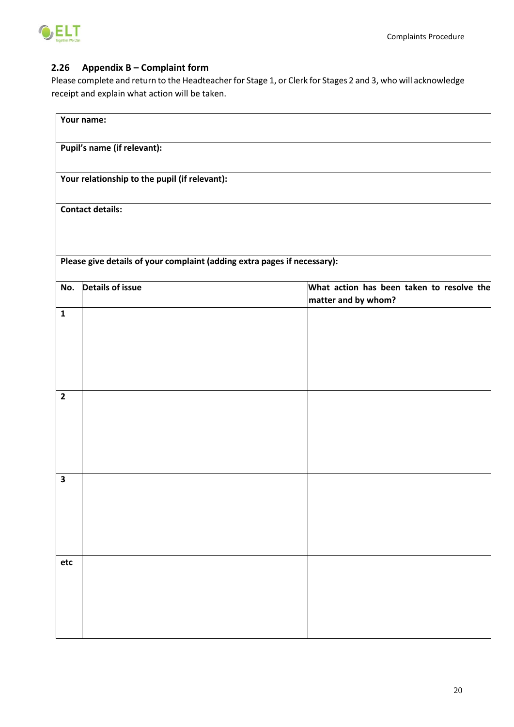## 2.26 Appendix B – Complaint form

Please complete and return to the Headteacher for Stage 1, or Clerk for Stages 2 and 3, who will acknowledge receipt and explain what action will be taken.

| | | |
|---|---|---|
| **Your name:** | | |
| **Pupil's name (if relevant):** | | |
| **Your relationship to the pupil (if relevant):** | | |
| **Contact details:** | | |
| **Please give details of your complaint (adding extra pages if necessary):** | | |
| **No.** | **Details of issue** | **What action has been taken to resolve the matter and by whom?** |
| **1** | | |
| **2** | | |
| **3** | | |
| **etc** | | |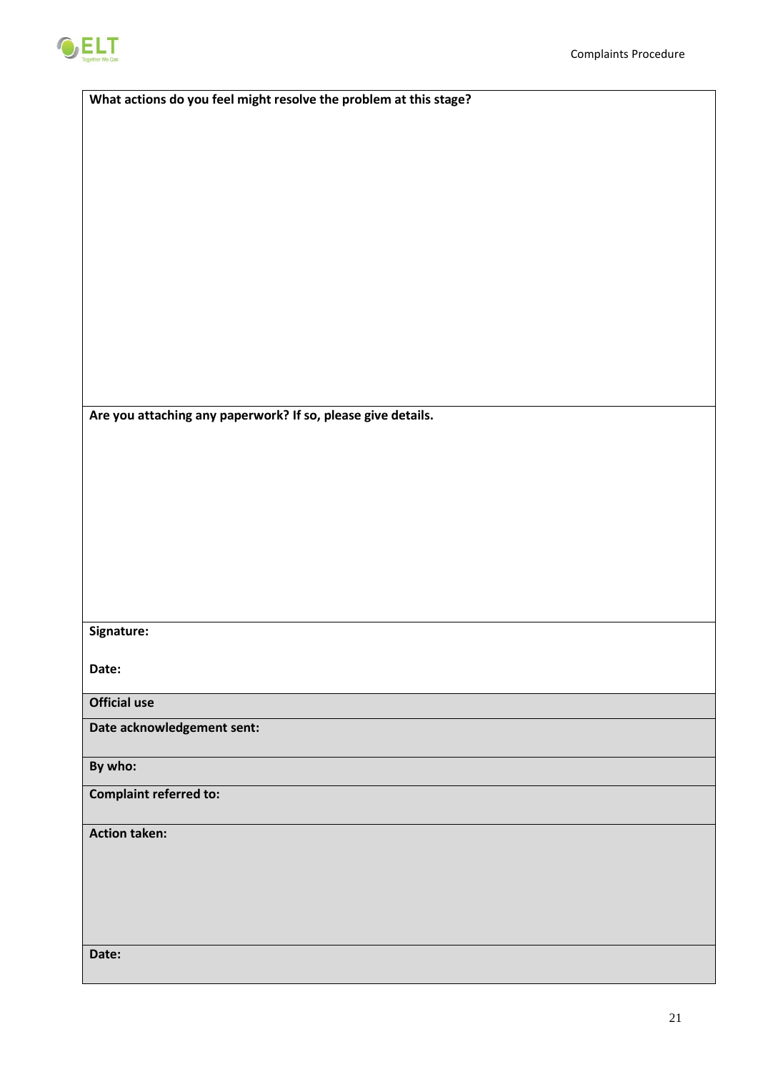| What actions do you feel might resolve the problem at this stage? |
| --- |
| **Are you attaching any paperwork? If so, please give details.** |
| **Signature:**<br><br>**Date:** |
| **Official use** |
| **Date acknowledgement sent:** |
| **By who:** |
| **Complaint referred to:** |
| **Action taken:** |
| **Date:** |